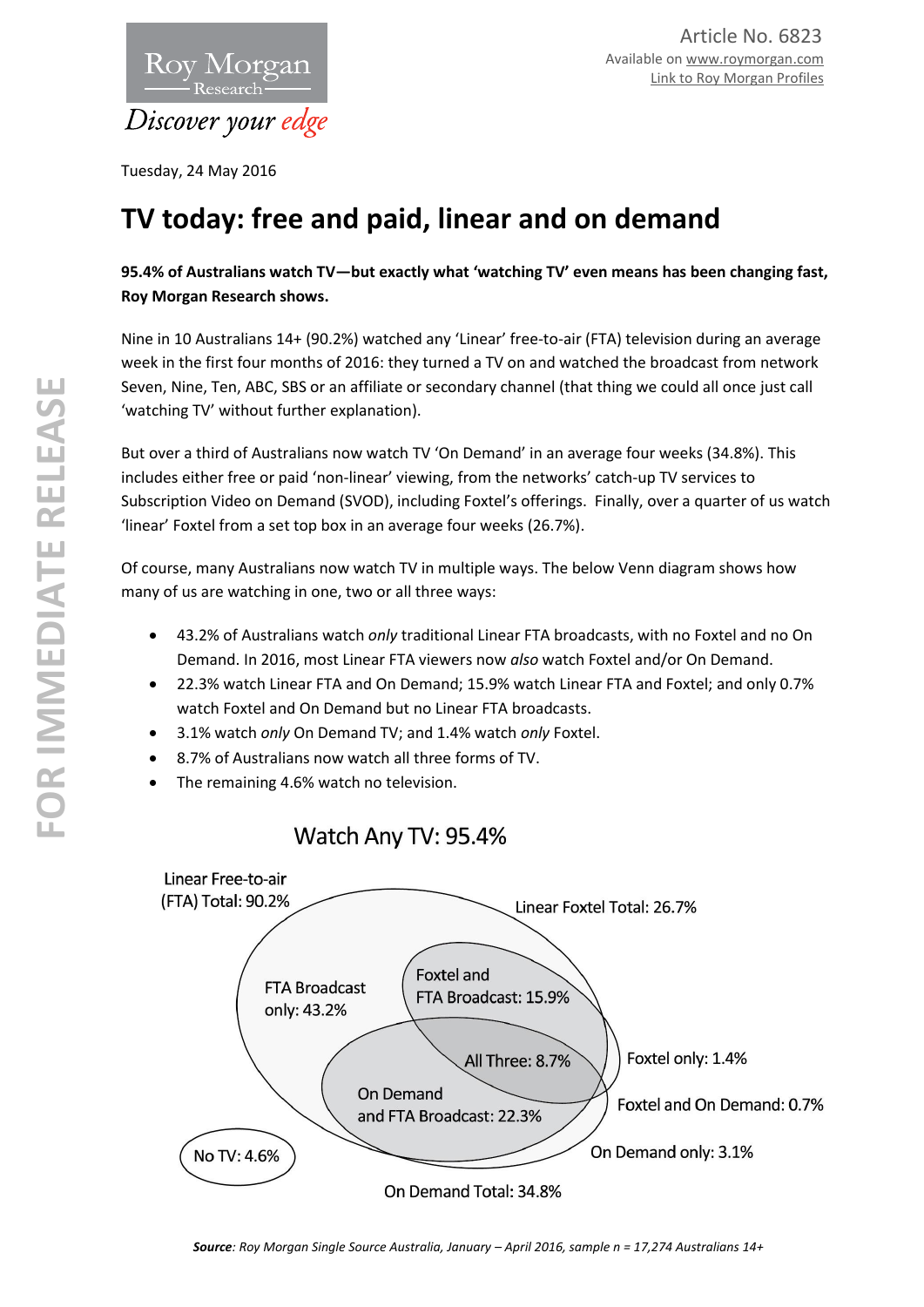Article No. 6823
Available on www.roymorgan.com
Link to Roy Morgan Profiles

Tuesday, 24 May 2016

# TV today: free and paid, linear and on demand

**95.4% of Australians watch TV—but exactly what 'watching TV' even means has been changing fast, Roy Morgan Research shows.**

Nine in 10 Australians 14+ (90.2%) watched any 'Linear' free-to-air (FTA) television during an average week in the first four months of 2016: they turned a TV on and watched the broadcast from network Seven, Nine, Ten, ABC, SBS or an affiliate or secondary channel (that thing we could all once just call 'watching TV' without further explanation).

But over a third of Australians now watch TV 'On Demand' in an average four weeks (34.8%). This includes either free or paid 'non-linear' viewing, from the networks' catch-up TV services to Subscription Video on Demand (SVOD), including Foxtel's offerings. Finally, over a quarter of us watch 'linear' Foxtel from a set top box in an average four weeks (26.7%).

Of course, many Australians now watch TV in multiple ways. The below Venn diagram shows how many of us are watching in one, two or all three ways:

- 43.2% of Australians watch *only* traditional Linear FTA broadcasts, with no Foxtel and no On Demand. In 2016, most Linear FTA viewers now *also* watch Foxtel and/or On Demand.
- 22.3% watch Linear FTA and On Demand; 15.9% watch Linear FTA and Foxtel; and only 0.7% watch Foxtel and On Demand but no Linear FTA broadcasts.
- 3.1% watch *only* On Demand TV; and 1.4% watch *only* Foxtel.
- 8.7% of Australians now watch all three forms of TV.
- The remaining 4.6% watch no television.

Watch Any TV: 95.4%

Linear Free-to-air (FTA) Total: 90.2%
Linear Foxtel Total: 26.7%
FTA Broadcast only: 43.2%
Foxtel and FTA Broadcast: 15.9%
All Three: 8.7%
Foxtel only: 1.4%
On Demand and FTA Broadcast: 22.3%
Foxtel and On Demand: 0.7%
On Demand only: 3.1%
No TV: 4.6%
On Demand Total: 34.8%

***Source**: Roy Morgan Single Source Australia, January – April 2016, sample n = 17,274 Australians 14+*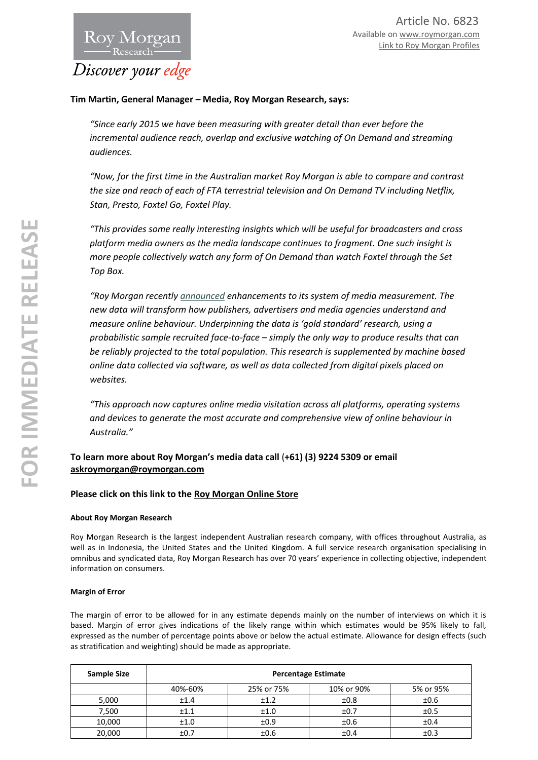**Tim Martin, General Manager – Media, Roy Morgan Research, says:**

*"Since early 2015 we have been measuring with greater detail than ever before the incremental audience reach, overlap and exclusive watching of On Demand and streaming audiences.*

*"Now, for the first time in the Australian market Roy Morgan is able to compare and contrast the size and reach of each of FTA terrestrial television and On Demand TV including Netflix, Stan, Presto, Foxtel Go, Foxtel Play.*

*"This provides some really interesting insights which will be useful for broadcasters and cross platform media owners as the media landscape continues to fragment. One such insight is more people collectively watch any form of On Demand than watch Foxtel through the Set Top Box.*

*"Roy Morgan recently announced enhancements to its system of media measurement. The new data will transform how publishers, advertisers and media agencies understand and measure online behaviour. Underpinning the data is 'gold standard' research, using a probabilistic sample recruited face-to-face – simply the only way to produce results that can be reliably projected to the total population. This research is supplemented by machine based online data collected via software, as well as data collected from digital pixels placed on websites.*

*"This approach now captures online media visitation across all platforms, operating systems and devices to generate the most accurate and comprehensive view of online behaviour in Australia."*

**To learn more about Roy Morgan's media data call (+61) (3) 9224 5309 or email askroymorgan@roymorgan.com**

**Please click on this link to the Roy Morgan Online Store**

#### About Roy Morgan Research

Roy Morgan Research is the largest independent Australian research company, with offices throughout Australia, as well as in Indonesia, the United States and the United Kingdom. A full service research organisation specialising in omnibus and syndicated data, Roy Morgan Research has over 70 years' experience in collecting objective, independent information on consumers.

#### Margin of Error

The margin of error to be allowed for in any estimate depends mainly on the number of interviews on which it is based. Margin of error gives indications of the likely range within which estimates would be 95% likely to fall, expressed as the number of percentage points above or below the actual estimate. Allowance for design effects (such as stratification and weighting) should be made as appropriate.

| Sample Size | Percentage Estimate | | | |
|---|---|---|---|---|
| | 40%-60% | 25% or 75% | 10% or 90% | 5% or 95% |
| 5,000 | ±1.4 | ±1.2 | ±0.8 | ±0.6 |
| 7,500 | ±1.1 | ±1.0 | ±0.7 | ±0.5 |
| 10,000 | ±1.0 | ±0.9 | ±0.6 | ±0.4 |
| 20,000 | ±0.7 | ±0.6 | ±0.4 | ±0.3 |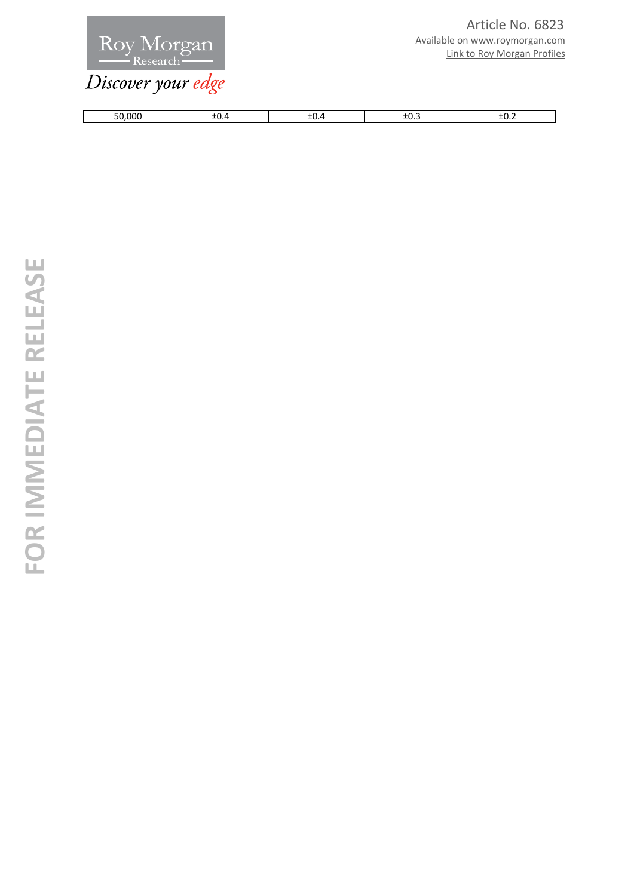| | | | | |
|---|---|---|---|---|
| 50,000 | ±0.4 | ±0.4 | ±0.3 | ±0.2 |